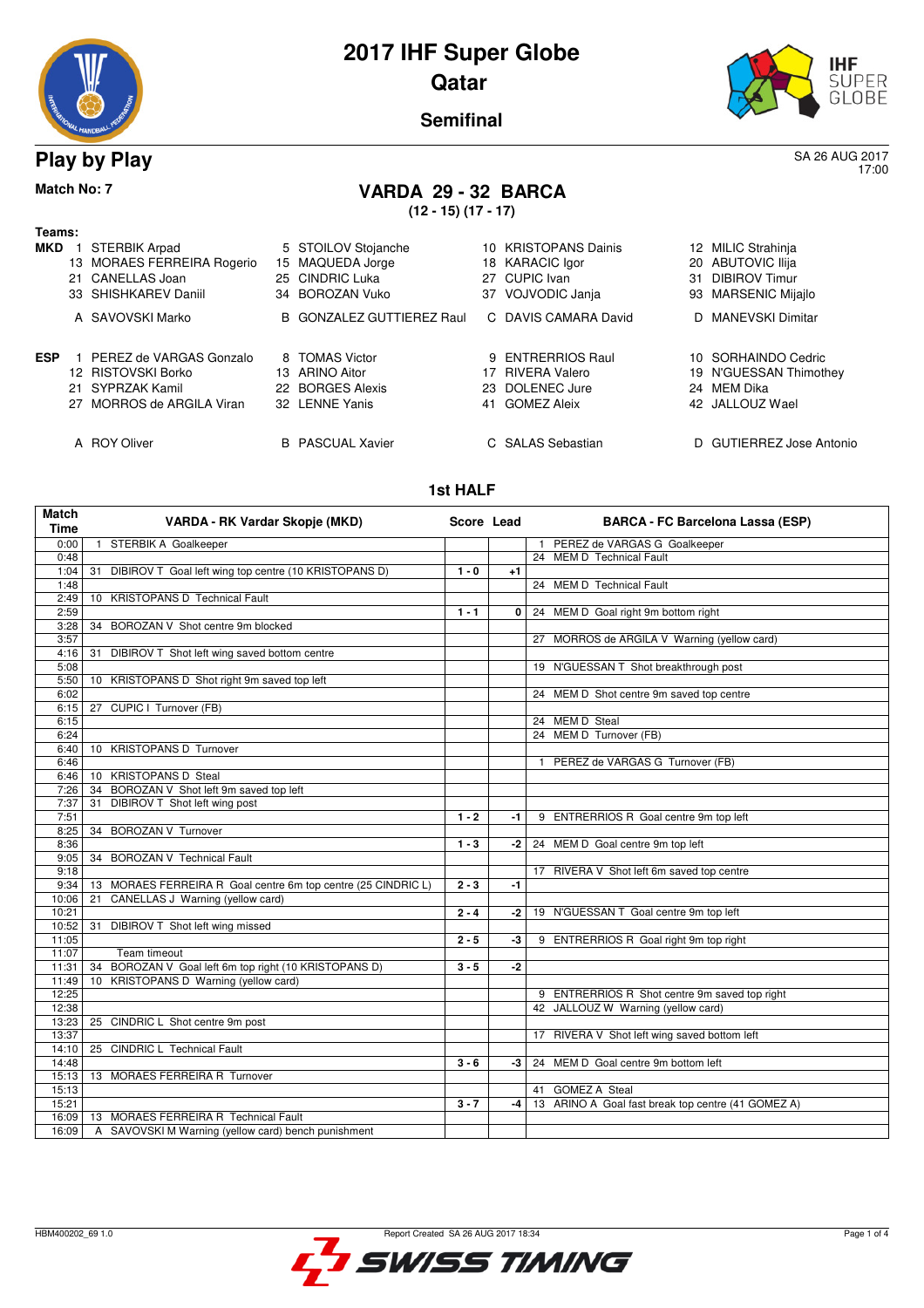# 2017 IHF Super Globe

## Qatar

### Semifinal

## Play by Play

SA 26 AUG 2017
17:00

**Match No: 7**

## VARDA 29 - 32 BARCA

**(12 - 15) (17 - 17)**

**Teams:**

**MKD**

| | | | |
|---|---|---|---|
| 1 STERBIK Arpad | 5 STOILOV Stojanche | 10 KRISTOPANS Dainis | 12 MILIC Strahinja |
| 13 MORAES FERREIRA Rogerio | 15 MAQUEDA Jorge | 18 KARACIC Igor | 20 ABUTOVIC Ilija |
| 21 CANELLAS Joan | 25 CINDRIC Luka | 27 CUPIC Ivan | 31 DIBIROV Timur |
| 33 SHISHKAREV Daniil | 34 BOROZAN Vuko | 37 VOJVODIC Janja | 93 MARSENIC Mijajlo |
| A SAVOVSKI Marko | B GONZALEZ GUTTIEREZ Raul | C DAVIS CAMARA David | D MANEVSKI Dimitar |

**ESP**

| | | | |
|---|---|---|---|
| 1 PEREZ de VARGAS Gonzalo | 8 TOMAS Victor | 9 ENTRERRIOS Raul | 10 SORHAINDO Cedric |
| 12 RISTOVSKI Borko | 13 ARINO Aitor | 17 RIVERA Valero | 19 N'GUESSAN Thimothey |
| 21 SYPRZAK Kamil | 22 BORGES Alexis | 23 DOLENEC Jure | 24 MEM Dika |
| 27 MORROS de ARGILA Viran | 32 LENNE Yanis | 41 GOMEZ Aleix | 42 JALLOUZ Wael |
| A ROY Oliver | B PASCUAL Xavier | C SALAS Sebastian | D GUTIERREZ Jose Antonio |

### 1st HALF

| Match Time | VARDA - RK Vardar Skopje (MKD) | Score | Lead | BARCA - FC Barcelona Lassa (ESP) |
|---|---|---|---|---|
| 0:00 | 1 STERBIK A Goalkeeper | | | 1 PEREZ de VARGAS G Goalkeeper |
| 0:48 | | | | 24 MEM D Technical Fault |
| 1:04 | 31 DIBIROV T Goal left wing top centre (10 KRISTOPANS D) | 1 - 0 | +1 | |
| 1:48 | | | | 24 MEM D Technical Fault |
| 2:49 | 10 KRISTOPANS D Technical Fault | | | |
| 2:59 | | 1 - 1 | 0 | 24 MEM D Goal right 9m bottom right |
| 3:28 | 34 BOROZAN V Shot centre 9m blocked | | | |
| 3:57 | | | | 27 MORROS de ARGILA V Warning (yellow card) |
| 4:16 | 31 DIBIROV T Shot left wing saved bottom centre | | | |
| 5:08 | | | | 19 N'GUESSAN T Shot breakthrough post |
| 5:50 | 10 KRISTOPANS D Shot right 9m saved top left | | | |
| 6:02 | | | | 24 MEM D Shot centre 9m saved top centre |
| 6:15 | 27 CUPIC I Turnover (FB) | | | |
| 6:15 | | | | 24 MEM D Steal |
| 6:24 | | | | 24 MEM D Turnover (FB) |
| 6:40 | 10 KRISTOPANS D Turnover | | | |
| 6:46 | | | | 1 PEREZ de VARGAS G Turnover (FB) |
| 6:46 | 10 KRISTOPANS D Steal | | | |
| 7:26 | 34 BOROZAN V Shot left 9m saved top left | | | |
| 7:37 | 31 DIBIROV T Shot left wing post | | | |
| 7:51 | | 1 - 2 | -1 | 9 ENTRERRIOS R Goal centre 9m top left |
| 8:25 | 34 BOROZAN V Turnover | | | |
| 8:36 | | 1 - 3 | -2 | 24 MEM D Goal centre 9m top left |
| 9:05 | 34 BOROZAN V Technical Fault | | | |
| 9:18 | | | | 17 RIVERA V Shot left 6m saved top centre |
| 9:34 | 13 MORAES FERREIRA R Goal centre 6m top centre (25 CINDRIC L) | 2 - 3 | -1 | |
| 10:06 | 21 CANELLAS J Warning (yellow card) | | | |
| 10:21 | | 2 - 4 | -2 | 19 N'GUESSAN T Goal centre 9m top left |
| 10:52 | 31 DIBIROV T Shot left wing missed | | | |
| 11:05 | | 2 - 5 | -3 | 9 ENTRERRIOS R Goal right 9m top right |
| 11:07 | Team timeout | | | |
| 11:31 | 34 BOROZAN V Goal left 6m top right (10 KRISTOPANS D) | 3 - 5 | -2 | |
| 11:49 | 10 KRISTOPANS D Warning (yellow card) | | | |
| 12:25 | | | | 9 ENTRERRIOS R Shot centre 9m saved top right |
| 12:38 | | | | 42 JALLOUZ W Warning (yellow card) |
| 13:23 | 25 CINDRIC L Shot centre 9m post | | | |
| 13:37 | | | | 17 RIVERA V Shot left wing saved bottom left |
| 14:10 | 25 CINDRIC L Technical Fault | | | |
| 14:48 | | 3 - 6 | -3 | 24 MEM D Goal centre 9m bottom left |
| 15:13 | 13 MORAES FERREIRA R Turnover | | | |
| 15:13 | | | | 41 GOMEZ A Steal |
| 15:21 | | 3 - 7 | -4 | 13 ARINO A Goal fast break top centre (41 GOMEZ A) |
| 16:09 | 13 MORAES FERREIRA R Technical Fault | | | |
| 16:09 | A SAVOVSKI M Warning (yellow card) bench punishment | | | |

HBM400202_69 1.0 Report Created SA 26 AUG 2017 18:34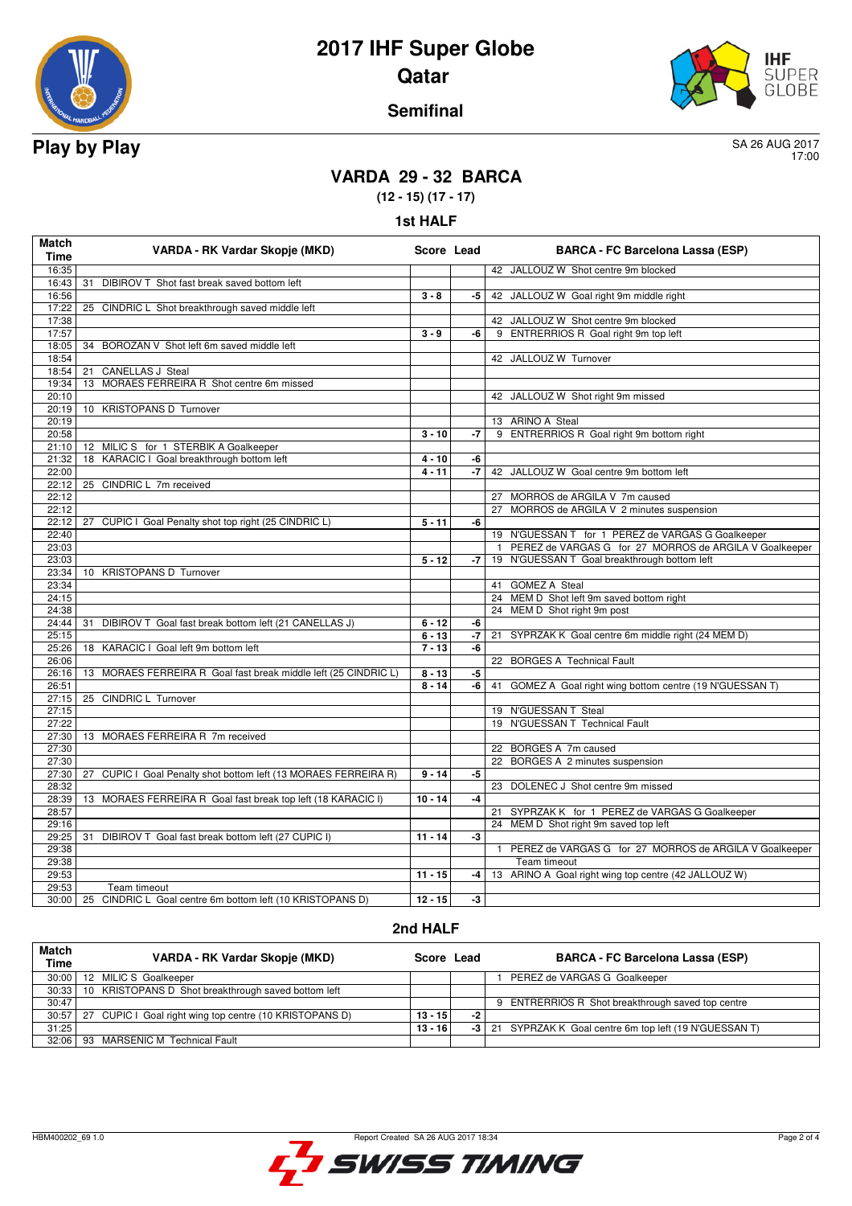# 2017 IHF Super Globe
## Qatar
### Semifinal

**Play by Play**

SA 26 AUG 2017
17:00

## VARDA 29 - 32 BARCA
**(12 - 15) (17 - 17)**

### 1st HALF

| Match Time | VARDA - RK Vardar Skopje (MKD) | Score | Lead | BARCA - FC Barcelona Lassa (ESP) |
|---|---|---|---|---|
| 16:35 | | | | 42 JALLOUZ W Shot centre 9m blocked |
| 16:43 | 31 DIBIROV T Shot fast break saved bottom left | | | |
| 16:56 | | 3 - 8 | -5 | 42 JALLOUZ W Goal right 9m middle right |
| 17:22 | 25 CINDRIC L Shot breakthrough saved middle left | | | |
| 17:38 | | | | 42 JALLOUZ W Shot centre 9m blocked |
| 17:57 | | 3 - 9 | -6 | 9 ENTRERRIOS R Goal right 9m top left |
| 18:05 | 34 BOROZAN V Shot left 6m saved middle left | | | |
| 18:54 | | | | 42 JALLOUZ W Turnover |
| 18:54 | 21 CANELLAS J Steal | | | |
| 19:34 | 13 MORAES FERREIRA R Shot centre 6m missed | | | |
| 20:10 | | | | 42 JALLOUZ W Shot right 9m missed |
| 20:19 | 10 KRISTOPANS D Turnover | | | |
| 20:19 | | | | 13 ARINO A Steal |
| 20:58 | | 3 - 10 | -7 | 9 ENTRERRIOS R Goal right 9m bottom right |
| 21:10 | 12 MILIC S for 1 STERBIK A Goalkeeper | | | |
| 21:32 | 18 KARACIC I Goal breakthrough bottom left | 4 - 10 | -6 | |
| 22:00 | | 4 - 11 | -7 | 42 JALLOUZ W Goal centre 9m bottom left |
| 22:12 | 25 CINDRIC L 7m received | | | |
| 22:12 | | | | 27 MORROS de ARGILA V 7m caused |
| 22:12 | | | | 27 MORROS de ARGILA V 2 minutes suspension |
| 22:12 | 27 CUPIC I Goal Penalty shot top right (25 CINDRIC L) | 5 - 11 | -6 | |
| 22:40 | | | | 19 N'GUESSAN T for 1 PEREZ de VARGAS G Goalkeeper |
| 23:03 | | | | 1 PEREZ de VARGAS G for 27 MORROS de ARGILA V Goalkeeper |
| 23:03 | | 5 - 12 | -7 | 19 N'GUESSAN T Goal breakthrough bottom left |
| 23:34 | 10 KRISTOPANS D Turnover | | | |
| 23:34 | | | | 41 GOMEZ A Steal |
| 24:15 | | | | 24 MEM D Shot left 9m saved bottom right |
| 24:38 | | | | 24 MEM D Shot right 9m post |
| 24:44 | 31 DIBIROV T Goal fast break bottom left (21 CANELLAS J) | 6 - 12 | -6 | |
| 25:15 | | 6 - 13 | -7 | 21 SYPRZAK K Goal centre 6m middle right (24 MEM D) |
| 25:26 | 18 KARACIC I Goal left 9m bottom left | 7 - 13 | -6 | |
| 26:06 | | | | 22 BORGES A Technical Fault |
| 26:16 | 13 MORAES FERREIRA R Goal fast break middle left (25 CINDRIC L) | 8 - 13 | -5 | |
| 26:51 | | 8 - 14 | -6 | 41 GOMEZ A Goal right wing bottom centre (19 N'GUESSAN T) |
| 27:15 | 25 CINDRIC L Turnover | | | |
| 27:15 | | | | 19 N'GUESSAN T Steal |
| 27:22 | | | | 19 N'GUESSAN T Technical Fault |
| 27:30 | 13 MORAES FERREIRA R 7m received | | | |
| 27:30 | | | | 22 BORGES A 7m caused |
| 27:30 | | | | 22 BORGES A 2 minutes suspension |
| 27:30 | 27 CUPIC I Goal Penalty shot bottom left (13 MORAES FERREIRA R) | 9 - 14 | -5 | |
| 28:32 | | | | 23 DOLENEC J Shot centre 9m missed |
| 28:39 | 13 MORAES FERREIRA R Goal fast break top left (18 KARACIC I) | 10 - 14 | -4 | |
| 28:57 | | | | 21 SYPRZAK K for 1 PEREZ de VARGAS G Goalkeeper |
| 29:16 | | | | 24 MEM D Shot right 9m saved top left |
| 29:25 | 31 DIBIROV T Goal fast break bottom left (27 CUPIC I) | 11 - 14 | -3 | |
| 29:38 | | | | 1 PEREZ de VARGAS G for 27 MORROS de ARGILA V Goalkeeper |
| 29:38 | | | | Team timeout |
| 29:53 | | 11 - 15 | -4 | 13 ARINO A Goal right wing top centre (42 JALLOUZ W) |
| 29:53 | Team timeout | | | |
| 30:00 | 25 CINDRIC L Goal centre 6m bottom left (10 KRISTOPANS D) | 12 - 15 | -3 | |

### 2nd HALF

| Match Time | VARDA - RK Vardar Skopje (MKD) | Score | Lead | BARCA - FC Barcelona Lassa (ESP) |
|---|---|---|---|---|
| 30:00 | 12 MILIC S Goalkeeper | | | 1 PEREZ de VARGAS G Goalkeeper |
| 30:33 | 10 KRISTOPANS D Shot breakthrough saved bottom left | | | |
| 30:47 | | | | 9 ENTRERRIOS R Shot breakthrough saved top centre |
| 30:57 | 27 CUPIC I Goal right wing top centre (10 KRISTOPANS D) | 13 - 15 | -2 | |
| 31:25 | | 13 - 16 | -3 | 21 SYPRZAK K Goal centre 6m top left (19 N'GUESSAN T) |
| 32:06 | 93 MARSENIC M Technical Fault | | | |

HBM400202_69 1.0 Report Created SA 26 AUG 2017 18:34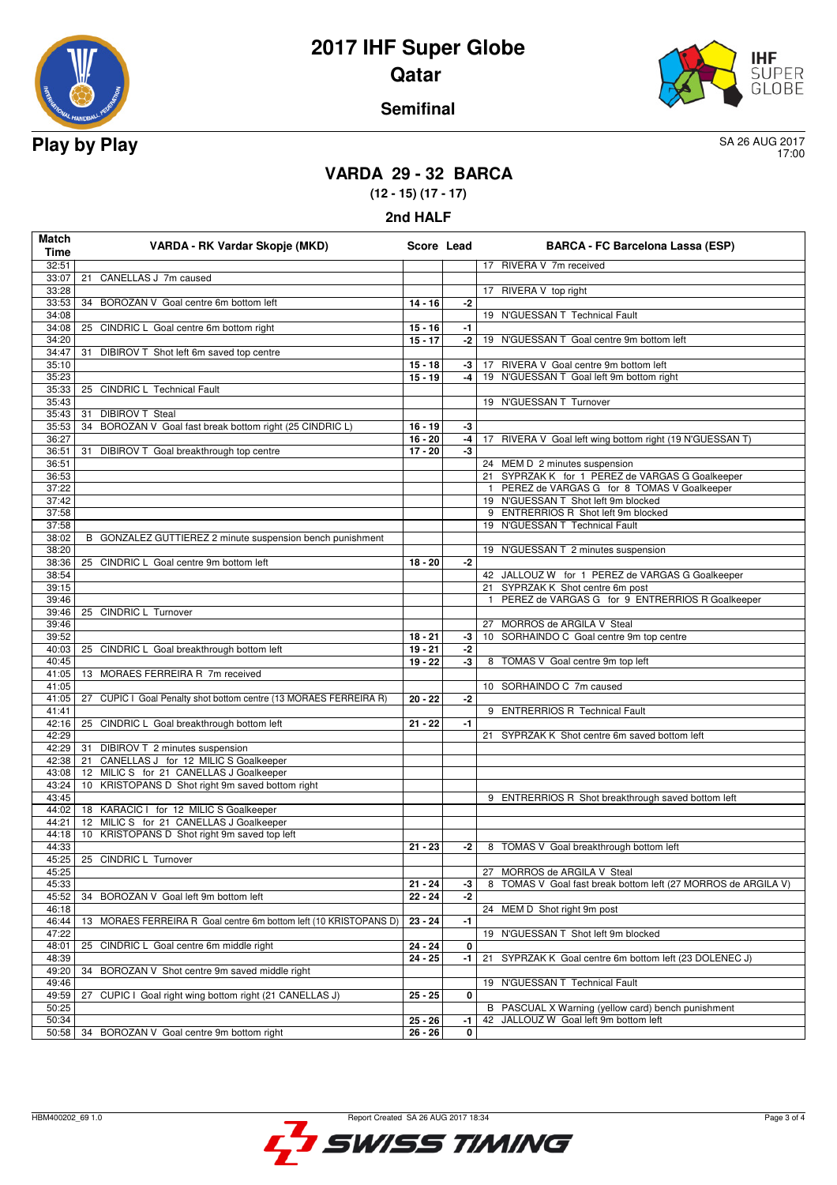# 2017 IHF Super Globe

## Qatar

### Semifinal

**Play by Play**

SA 26 AUG 2017
17:00

## VARDA 29 - 32 BARCA

**(12 - 15) (17 - 17)**

### 2nd HALF

| Match Time | VARDA - RK Vardar Skopje (MKD) | Score | Lead | BARCA - FC Barcelona Lassa (ESP) |
|---|---|---|---|---|
| 32:51 | | | | 17 RIVERA V 7m received |
| 33:07 | 21 CANELLAS J 7m caused | | | |
| 33:28 | | | | 17 RIVERA V top right |
| 33:53 | 34 BOROZAN V Goal centre 6m bottom left | 14 - 16 | -2 | |
| 34:08 | | | | 19 N'GUESSAN T Technical Fault |
| 34:08 | 25 CINDRIC L Goal centre 6m bottom right | 15 - 16 | -1 | |
| 34:20 | | 15 - 17 | -2 | 19 N'GUESSAN T Goal centre 9m bottom left |
| 34:47 | 31 DIBIROV T Shot left 6m saved top centre | | | |
| 35:10 | | 15 - 18 | -3 | 17 RIVERA V Goal centre 9m bottom left |
| 35:23 | | 15 - 19 | -4 | 19 N'GUESSAN T Goal left 9m bottom right |
| 35:33 | 25 CINDRIC L Technical Fault | | | |
| 35:43 | | | | 19 N'GUESSAN T Turnover |
| 35:43 | 31 DIBIROV T Steal | | | |
| 35:53 | 34 BOROZAN V Goal fast break bottom right (25 CINDRIC L) | 16 - 19 | -3 | |
| 36:27 | | 16 - 20 | -4 | 17 RIVERA V Goal left wing bottom right (19 N'GUESSAN T) |
| 36:51 | 31 DIBIROV T Goal breakthrough top centre | 17 - 20 | -3 | |
| 36:51 | | | | 24 MEM D 2 minutes suspension |
| 36:53 | | | | 21 SYPRZAK K for 1 PEREZ de VARGAS G Goalkeeper |
| 37:22 | | | | 1 PEREZ de VARGAS G for 8 TOMAS V Goalkeeper |
| 37:42 | | | | 19 N'GUESSAN T Shot left 9m blocked |
| 37:58 | | | | 9 ENTERRIOS R Shot left 9m blocked |
| 37:58 | | | | 19 N'GUESSAN T Technical Fault |
| 38:02 | B GONZALEZ GUTTIEREZ 2 minute suspension bench punishment | | | |
| 38:20 | | | | 19 N'GUESSAN T 2 minutes suspension |
| 38:36 | 25 CINDRIC L Goal centre 9m bottom left | 18 - 20 | -2 | |
| 38:54 | | | | 42 JALLOUZ W for 1 PEREZ de VARGAS G Goalkeeper |
| 39:15 | | | | 21 SYPRZAK K Shot centre 6m post |
| 39:46 | | | | 1 PEREZ de VARGAS G for 9 ENTERRIOS R Goalkeeper |
| 39:46 | 25 CINDRIC L Turnover | | | |
| 39:46 | | | | 27 MORROS de ARGILA V Steal |
| 39:52 | | 18 - 21 | -3 | 10 SORHAINDO C Goal centre 9m top centre |
| 40:03 | 25 CINDRIC L Goal breakthrough bottom left | 19 - 21 | -2 | |
| 40:45 | | 19 - 22 | -3 | 8 TOMAS V Goal centre 9m top left |
| 41:05 | 13 MORAES FERREIRA R 7m received | | | |
| 41:05 | | | | 10 SORHAINDO C 7m caused |
| 41:05 | 27 CUPIC I Goal Penalty shot bottom centre (13 MORAES FERREIRA R) | 20 - 22 | -2 | |
| 41:41 | | | | 9 ENTERRIOS R Technical Fault |
| 42:16 | 25 CINDRIC L Goal breakthrough bottom left | 21 - 22 | -1 | |
| 42:29 | | | | 21 SYPRZAK K Shot centre 6m saved bottom left |
| 42:29 | 31 DIBIROV T 2 minutes suspension | | | |
| 42:38 | 21 CANELLAS J for 12 MILIC S Goalkeeper | | | |
| 43:08 | 12 MILIC S for 21 CANELLAS J Goalkeeper | | | |
| 43:24 | 10 KRISTOPANS D Shot right 9m saved bottom right | | | |
| 43:45 | | | | 9 ENTERRIOS R Shot breakthrough saved bottom left |
| 44:02 | 18 KARACIC I for 12 MILIC S Goalkeeper | | | |
| 44:21 | 12 MILIC S for 21 CANELLAS J Goalkeeper | | | |
| 44:18 | 10 KRISTOPANS D Shot right 9m saved top left | | | |
| 44:33 | | 21 - 23 | -2 | 8 TOMAS V Goal breakthrough bottom left |
| 45:25 | 25 CINDRIC L Turnover | | | |
| 45:25 | | | | 27 MORROS de ARGILA V Steal |
| 45:33 | | 21 - 24 | -3 | 8 TOMAS V Goal fast break bottom left (27 MORROS de ARGILA V) |
| 45:52 | 34 BOROZAN V Goal left 9m bottom left | 22 - 24 | -2 | |
| 46:18 | | | | 24 MEM D Shot right 9m post |
| 46:44 | 13 MORAES FERREIRA R Goal centre 6m bottom left (10 KRISTOPANS D) | 23 - 24 | -1 | |
| 47:22 | | | | 19 N'GUESSAN T Shot left 9m blocked |
| 48:01 | 25 CINDRIC L Goal centre 6m middle right | 24 - 24 | 0 | |
| 48:39 | | 24 - 25 | -1 | 21 SYPRZAK K Goal centre 6m bottom left (23 DOLENEC J) |
| 49:20 | 34 BOROZAN V Shot centre 9m saved middle right | | | |
| 49:46 | | | | 19 N'GUESSAN T Technical Fault |
| 49:59 | 27 CUPIC I Goal right wing bottom right (21 CANELLAS J) | 25 - 25 | 0 | |
| 50:25 | | | | B PASCUAL X Warning (yellow card) bench punishment |
| 50:34 | | 25 - 26 | -1 | 42 JALLOUZ W Goal left 9m bottom left |
| 50:58 | 34 BOROZAN V Goal centre 9m bottom right | 26 - 26 | 0 | |

HBM400202_69 1.0 Report Created SA 26 AUG 2017 18:34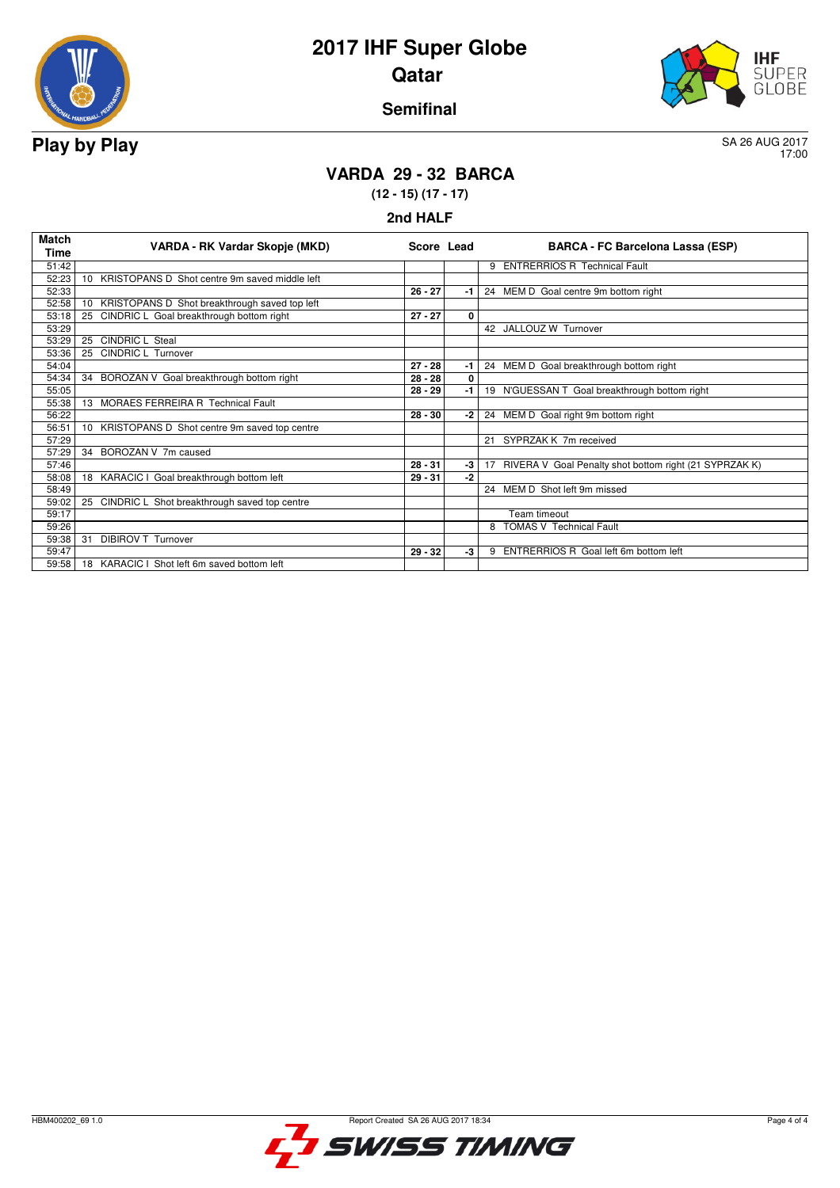# 2017 IHF Super Globe

## Qatar

### Semifinal

**Play by Play**

SA 26 AUG 2017
17:00

## VARDA 29 - 32 BARCA

**(12 - 15) (17 - 17)**

### 2nd HALF

| Match Time | VARDA - RK Vardar Skopje (MKD) | Score | Lead | BARCA - FC Barcelona Lassa (ESP) |
|---|---|---|---|---|
| 51:42 | | | | 9 ENTERRIOS R Technical Fault |
| 52:23 | 10 KRISTOPANS D Shot centre 9m saved middle left | | | |
| 52:33 | | 26 - 27 | -1 | 24 MEM D Goal centre 9m bottom right |
| 52:58 | 10 KRISTOPANS D Shot breakthrough saved top left | | | |
| 53:18 | 25 CINDRIC L Goal breakthrough bottom right | 27 - 27 | 0 | |
| 53:29 | | | | 42 JALLOUZ W Turnover |
| 53:29 | 25 CINDRIC L Steal | | | |
| 53:36 | 25 CINDRIC L Turnover | | | |
| 54:04 | | 27 - 28 | -1 | 24 MEM D Goal breakthrough bottom right |
| 54:34 | 34 BOROZAN V Goal breakthrough bottom right | 28 - 28 | 0 | |
| 55:05 | | 28 - 29 | -1 | 19 N'GUESSAN T Goal breakthrough bottom right |
| 55:38 | 13 MORAES FERREIRA R Technical Fault | | | |
| 56:22 | | 28 - 30 | -2 | 24 MEM D Goal right 9m bottom right |
| 56:51 | 10 KRISTOPANS D Shot centre 9m saved top centre | | | |
| 57:29 | | | | 21 SYPRZAK K 7m received |
| 57:29 | 34 BOROZAN V 7m caused | | | |
| 57:46 | | 28 - 31 | -3 | 17 RIVERA V Goal Penalty shot bottom right (21 SYPRZAK K) |
| 58:08 | 18 KARACIC I Goal breakthrough bottom left | 29 - 31 | -2 | |
| 58:49 | | | | 24 MEM D Shot left 9m missed |
| 59:02 | 25 CINDRIC L Shot breakthrough saved top centre | | | |
| 59:17 | | | | Team timeout |
| 59:26 | | | | 8 TOMAS V Technical Fault |
| 59:38 | 31 DIBIROV T Turnover | | | |
| 59:47 | | 29 - 32 | -3 | 9 ENTERRIOS R Goal left 6m bottom left |
| 59:58 | 18 KARACIC I Shot left 6m saved bottom left | | | |

HBM400202_69 1.0 Report Created SA 26 AUG 2017 18:34